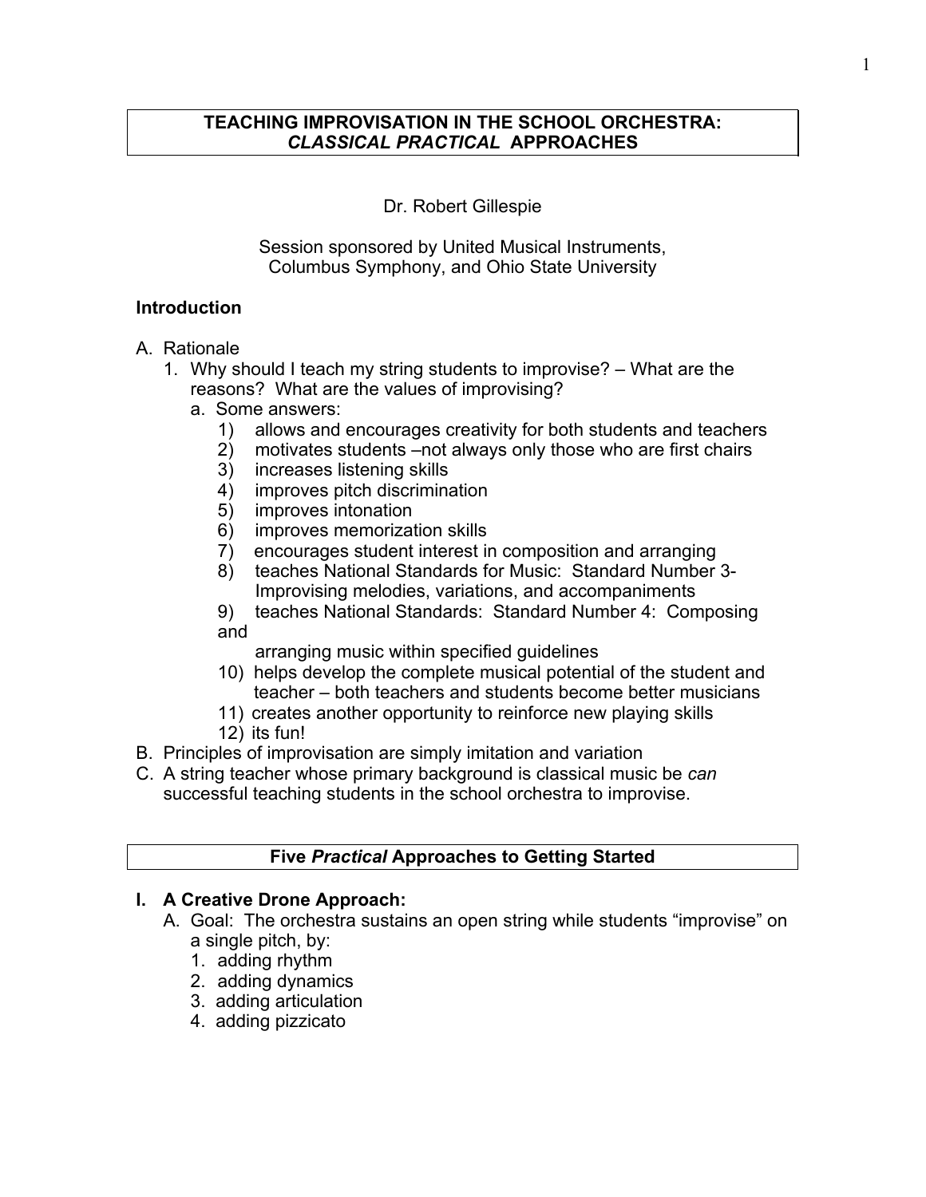# TEACHING IMPROVISATION IN THE SCHOOL ORCHESTRA: *CLASSICAL PRACTICAL* APPROACHES

Dr. Robert Gillespie

Session sponsored by United Musical Instruments,
Columbus Symphony, and Ohio State University

## Introduction

A. Rationale
   1. Why should I teach my string students to improvise? – What are the reasons? What are the values of improvising?
      a. Some answers:
         1) allows and encourages creativity for both students and teachers
         2) motivates students –not always only those who are first chairs
         3) increases listening skills
         4) improves pitch discrimination
         5) improves intonation
         6) improves memorization skills
         7) encourages student interest in composition and arranging
         8) teaches National Standards for Music: Standard Number 3- Improvising melodies, variations, and accompaniments
         9) teaches National Standards: Standard Number 4: Composing and arranging music within specified guidelines
         10) helps develop the complete musical potential of the student and teacher – both teachers and students become better musicians
         11) creates another opportunity to reinforce new playing skills
         12) its fun!

B. Principles of improvisation are simply imitation and variation

C. A string teacher whose primary background is classical music be *can* successful teaching students in the school orchestra to improvise.

## Five *Practical* Approaches to Getting Started

### I. A Creative Drone Approach:

A. Goal: The orchestra sustains an open string while students "improvise" on a single pitch, by:
   1. adding rhythm
   2. adding dynamics
   3. adding articulation
   4. adding pizzicato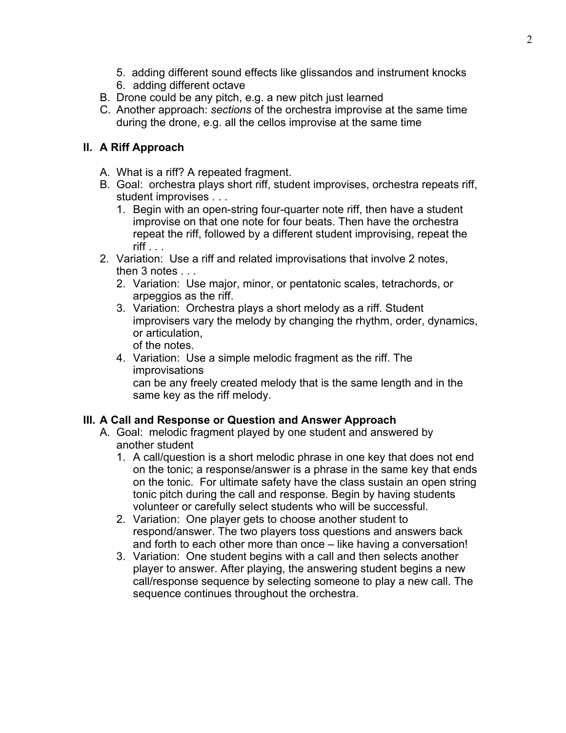5. adding different sound effects like glissandos and instrument knocks
6. adding different octave

B. Drone could be any pitch, e.g. a new pitch just learned

C. Another approach: *sections* of the orchestra improvise at the same time during the drone, e.g. all the cellos improvise at the same time

## II. A Riff Approach

A. What is a riff? A repeated fragment.

B. Goal: orchestra plays short riff, student improvises, orchestra repeats riff, student improvises . . .

1. Begin with an open-string four-quarter note riff, then have a student improvise on that one note for four beats. Then have the orchestra repeat the riff, followed by a different student improvising, repeat the riff . . .

2. Variation: Use a riff and related improvisations that involve 2 notes, then 3 notes . . .

    2. Variation: Use major, minor, or pentatonic scales, tetrachords, or arpeggios as the riff.
    3. Variation: Orchestra plays a short melody as a riff. Student improvisers vary the melody by changing the rhythm, order, dynamics, or articulation, of the notes.
    4. Variation: Use a simple melodic fragment as the riff. The improvisations can be any freely created melody that is the same length and in the same key as the riff melody.

## III. A Call and Response or Question and Answer Approach

A. Goal: melodic fragment played by one student and answered by another student

1. A call/question is a short melodic phrase in one key that does not end on the tonic; a response/answer is a phrase in the same key that ends on the tonic. For ultimate safety have the class sustain an open string tonic pitch during the call and response. Begin by having students volunteer or carefully select students who will be successful.
2. Variation: One player gets to choose another student to respond/answer. The two players toss questions and answers back and forth to each other more than once – like having a conversation!
3. Variation: One student begins with a call and then selects another player to answer. After playing, the answering student begins a new call/response sequence by selecting someone to play a new call. The sequence continues throughout the orchestra.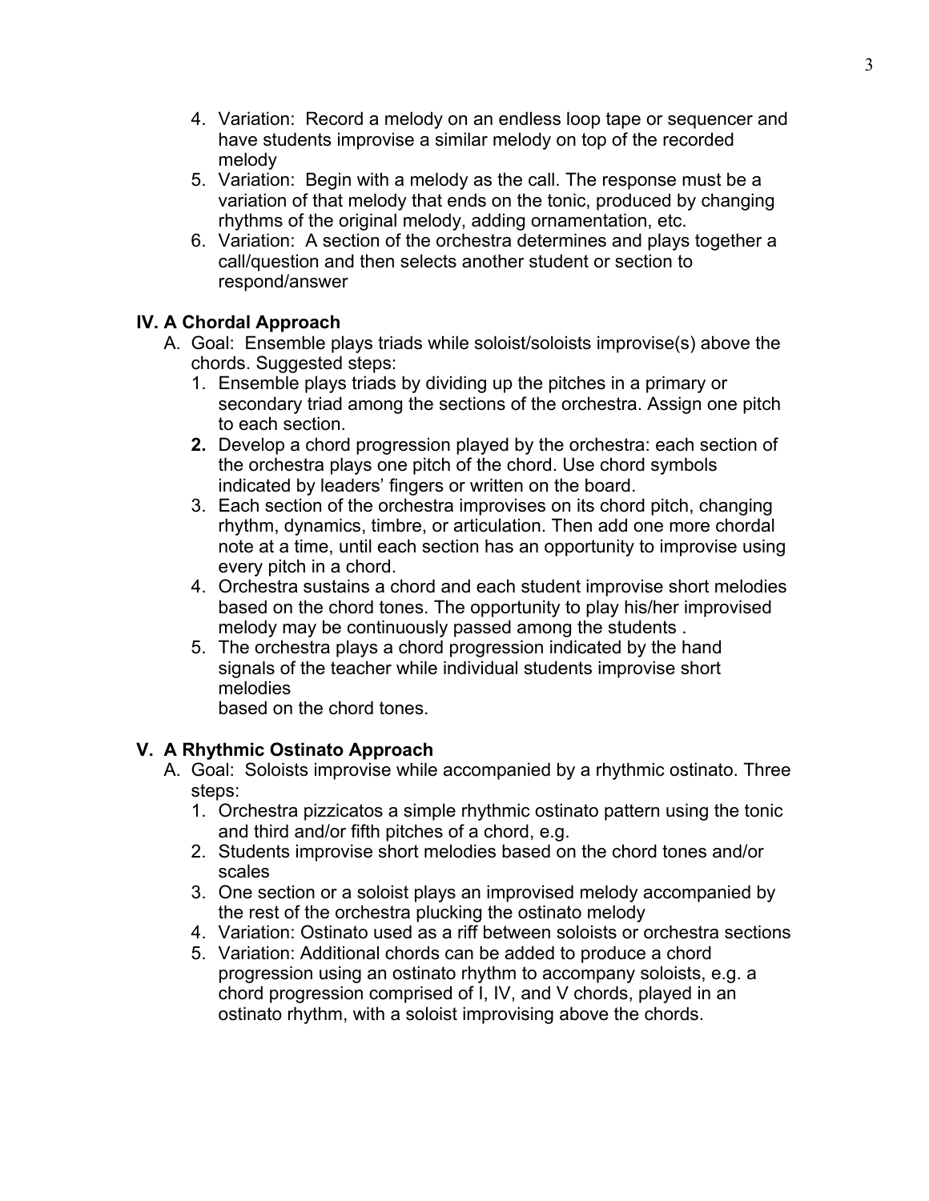4. Variation: Record a melody on an endless loop tape or sequencer and have students improvise a similar melody on top of the recorded melody
5. Variation: Begin with a melody as the call. The response must be a variation of that melody that ends on the tonic, produced by changing rhythms of the original melody, adding ornamentation, etc.
6. Variation: A section of the orchestra determines and plays together a call/question and then selects another student or section to respond/answer

## IV. A Chordal Approach

A. Goal: Ensemble plays triads while soloist/soloists improvise(s) above the chords. Suggested steps:
   1. Ensemble plays triads by dividing up the pitches in a primary or secondary triad among the sections of the orchestra. Assign one pitch to each section.
   2. Develop a chord progression played by the orchestra: each section of the orchestra plays one pitch of the chord. Use chord symbols indicated by leaders' fingers or written on the board.
   3. Each section of the orchestra improvises on its chord pitch, changing rhythm, dynamics, timbre, or articulation. Then add one more chordal note at a time, until each section has an opportunity to improvise using every pitch in a chord.
   4. Orchestra sustains a chord and each student improvise short melodies based on the chord tones. The opportunity to play his/her improvised melody may be continuously passed among the students .
   5. The orchestra plays a chord progression indicated by the hand signals of the teacher while individual students improvise short melodies based on the chord tones.

## V. A Rhythmic Ostinato Approach

A. Goal: Soloists improvise while accompanied by a rhythmic ostinato. Three steps:
   1. Orchestra pizzicatos a simple rhythmic ostinato pattern using the tonic and third and/or fifth pitches of a chord, e.g.
   2. Students improvise short melodies based on the chord tones and/or scales
   3. One section or a soloist plays an improvised melody accompanied by the rest of the orchestra plucking the ostinato melody
   4. Variation: Ostinato used as a riff between soloists or orchestra sections
   5. Variation: Additional chords can be added to produce a chord progression using an ostinato rhythm to accompany soloists, e.g. a chord progression comprised of I, IV, and V chords, played in an ostinato rhythm, with a soloist improvising above the chords.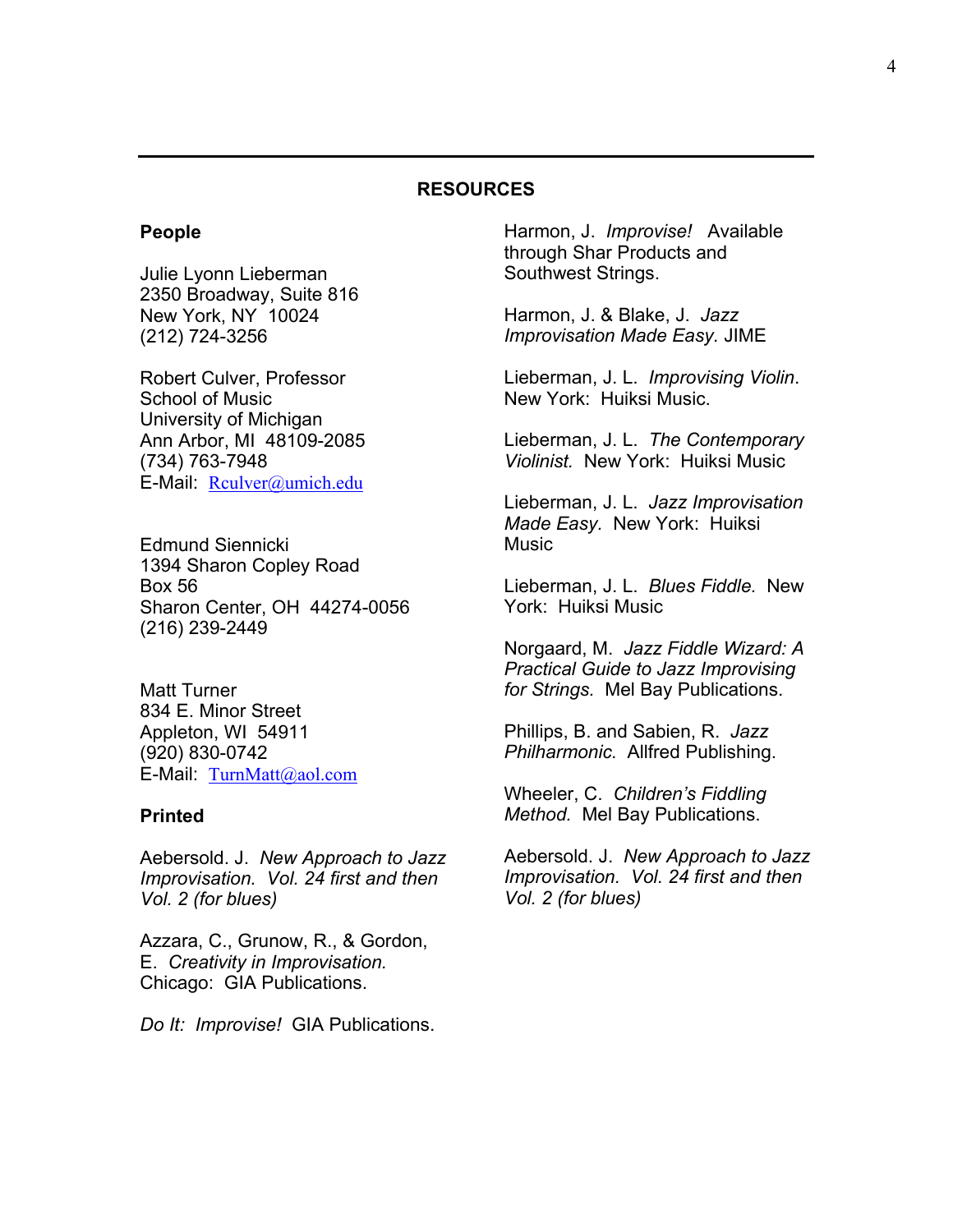## RESOURCES

### People

Julie Lyonn Lieberman
2350 Broadway, Suite 816
New York, NY 10024
(212) 724-3256

Robert Culver, Professor
School of Music
University of Michigan
Ann Arbor, MI 48109-2085
(734) 763-7948
E-Mail: Rculver@umich.edu

Edmund Siennicki
1394 Sharon Copley Road
Box 56
Sharon Center, OH 44274-0056
(216) 239-2449

Matt Turner
834 E. Minor Street
Appleton, WI 54911
(920) 830-0742
E-Mail: TurnMatt@aol.com

### Printed

Aebersold. J. *New Approach to Jazz Improvisation. Vol. 24 first and then Vol. 2 (for blues)*

Azzara, C., Grunow, R., & Gordon, E. *Creativity in Improvisation.* Chicago: GIA Publications.

*Do It: Improvise!* GIA Publications.

Harmon, J. *Improvise!* Available through Shar Products and Southwest Strings.

Harmon, J. & Blake, J. *Jazz Improvisation Made Easy.* JIME

Lieberman, J. L. *Improvising Violin*. New York: Huiksi Music.

Lieberman, J. L. *The Contemporary Violinist.* New York: Huiksi Music

Lieberman, J. L. *Jazz Improvisation Made Easy.* New York: Huiksi Music

Lieberman, J. L. *Blues Fiddle.* New York: Huiksi Music

Norgaard, M. *Jazz Fiddle Wizard: A Practical Guide to Jazz Improvising for Strings.* Mel Bay Publications.

Phillips, B. and Sabien, R. *Jazz Philharmonic.* Allfred Publishing.

Wheeler, C. *Children's Fiddling Method.* Mel Bay Publications.

Aebersold. J. *New Approach to Jazz Improvisation. Vol. 24 first and then Vol. 2 (for blues)*